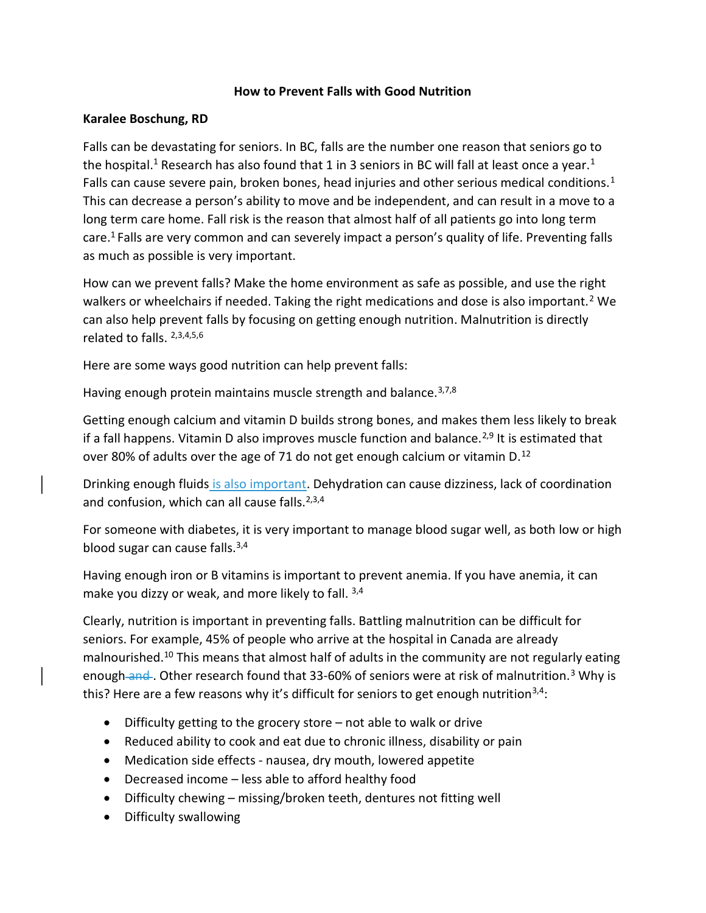**How to Prevent Falls with Good Nutrition**

**Karalee Boschung, RD**

Falls can be devastating for seniors. In BC, falls are the number one reason that seniors go to the hospital.[1] Research has also found that 1 in 3 seniors in BC will fall at least once a year.[1] Falls can cause severe pain, broken bones, head injuries and other serious medical conditions.[1] This can decrease a person's ability to move and be independent, and can result in a move to a long term care home. Fall risk is the reason that almost half of all patients go into long term care.[1] Falls are very common and can severely impact a person's quality of life. Preventing falls as much as possible is very important.

How can we prevent falls? Make the home environment as safe as possible, and use the right walkers or wheelchairs if needed. Taking the right medications and dose is also important.[2] We can also help prevent falls by focusing on getting enough nutrition. Malnutrition is directly related to falls. [2,3,4,5,6]

Here are some ways good nutrition can help prevent falls:

Having enough protein maintains muscle strength and balance.[3,7,8]

Getting enough calcium and vitamin D builds strong bones, and makes them less likely to break if a fall happens. Vitamin D also improves muscle function and balance.[2,9] It is estimated that over 80% of adults over the age of 71 do not get enough calcium or vitamin D.[12]

Drinking enough fluids is also important. Dehydration can cause dizziness, lack of coordination and confusion, which can all cause falls.[2,3,4]

For someone with diabetes, it is very important to manage blood sugar well, as both low or high blood sugar can cause falls.[3,4]

Having enough iron or B vitamins is important to prevent anemia. If you have anemia, it can make you dizzy or weak, and more likely to fall. [3,4]

Clearly, nutrition is important in preventing falls. Battling malnutrition can be difficult for seniors. For example, 45% of people who arrive at the hospital in Canada are already malnourished.[10] This means that almost half of adults in the community are not regularly eating enough ~~and~~. Other research found that 33-60% of seniors were at risk of malnutrition.[3] Why is this? Here are a few reasons why it's difficult for seniors to get enough nutrition[3,4]:

- Difficulty getting to the grocery store – not able to walk or drive
- Reduced ability to cook and eat due to chronic illness, disability or pain
- Medication side effects - nausea, dry mouth, lowered appetite
- Decreased income – less able to afford healthy food
- Difficulty chewing – missing/broken teeth, dentures not fitting well
- Difficulty swallowing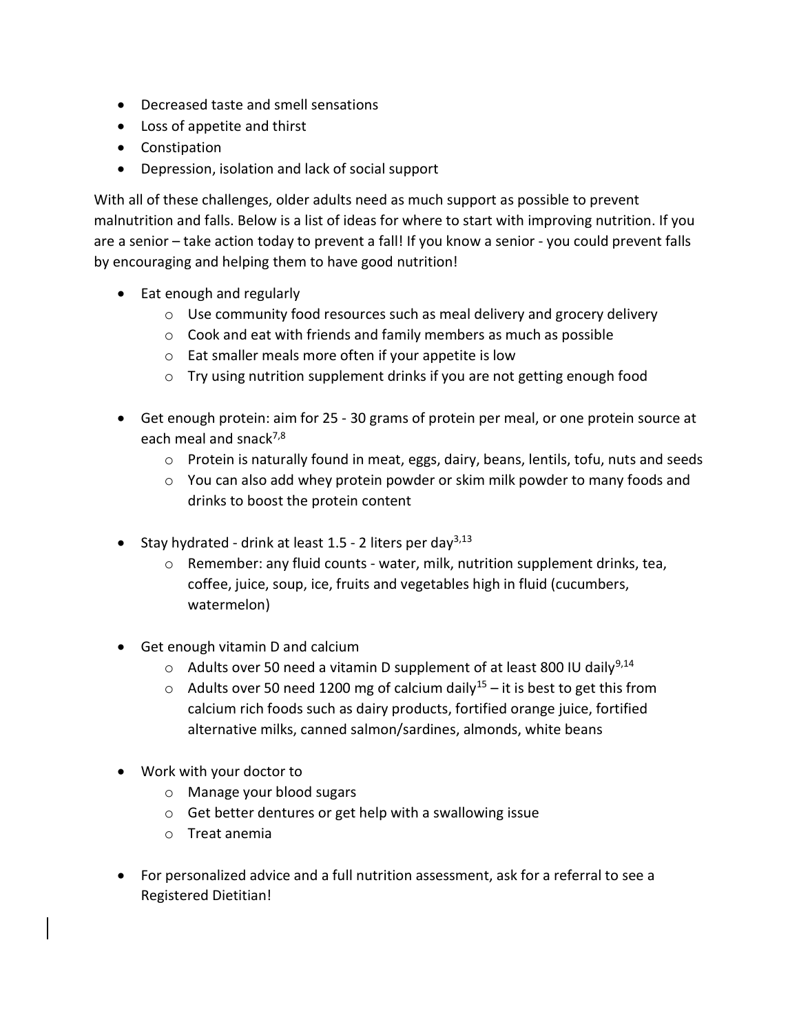- Decreased taste and smell sensations
- Loss of appetite and thirst
- Constipation
- Depression, isolation and lack of social support

With all of these challenges, older adults need as much support as possible to prevent malnutrition and falls. Below is a list of ideas for where to start with improving nutrition. If you are a senior – take action today to prevent a fall! If you know a senior - you could prevent falls by encouraging and helping them to have good nutrition!

- Eat enough and regularly
    - Use community food resources such as meal delivery and grocery delivery
    - Cook and eat with friends and family members as much as possible
    - Eat smaller meals more often if your appetite is low
    - Try using nutrition supplement drinks if you are not getting enough food

- Get enough protein: aim for 25 - 30 grams of protein per meal, or one protein source at each meal and snack[7,8]
    - Protein is naturally found in meat, eggs, dairy, beans, lentils, tofu, nuts and seeds
    - You can also add whey protein powder or skim milk powder to many foods and drinks to boost the protein content

- Stay hydrated - drink at least 1.5 - 2 liters per day[3,13]
    - Remember: any fluid counts - water, milk, nutrition supplement drinks, tea, coffee, juice, soup, ice, fruits and vegetables high in fluid (cucumbers, watermelon)

- Get enough vitamin D and calcium
    - Adults over 50 need a vitamin D supplement of at least 800 IU daily[9,14]
    - Adults over 50 need 1200 mg of calcium daily[15] – it is best to get this from calcium rich foods such as dairy products, fortified orange juice, fortified alternative milks, canned salmon/sardines, almonds, white beans

- Work with your doctor to
    - Manage your blood sugars
    - Get better dentures or get help with a swallowing issue
    - Treat anemia

- For personalized advice and a full nutrition assessment, ask for a referral to see a Registered Dietitian!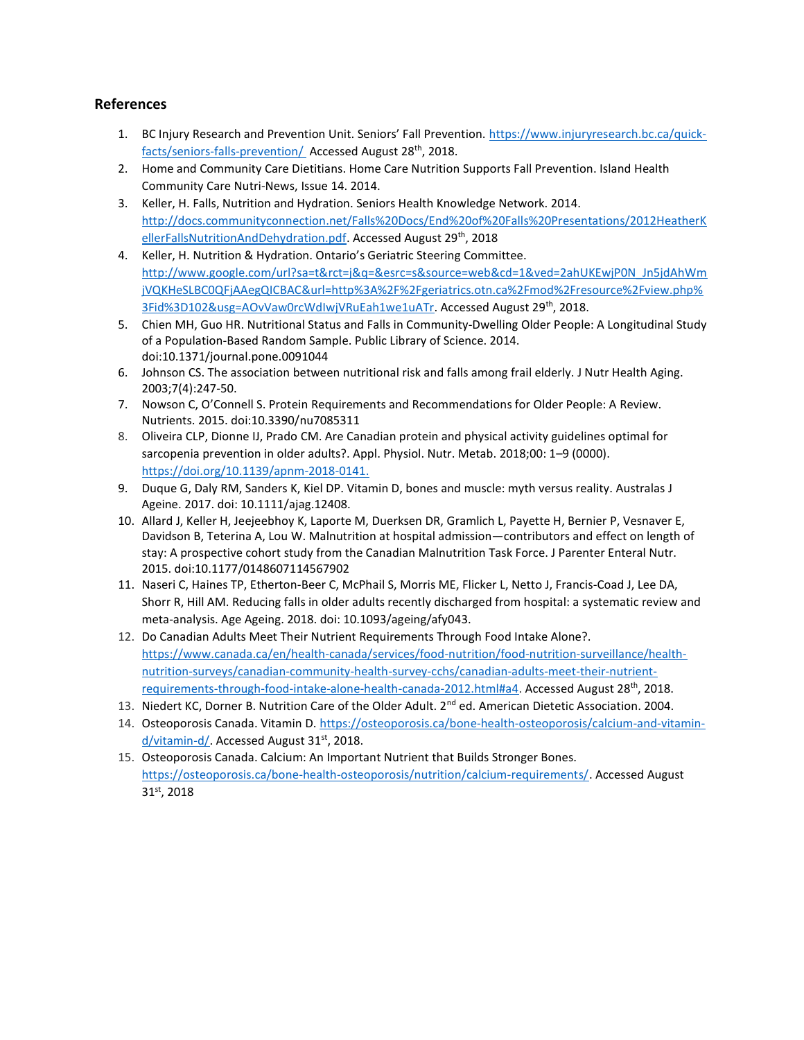## References

1. BC Injury Research and Prevention Unit. Seniors' Fall Prevention. https://www.injuryresearch.bc.ca/quick-facts/seniors-falls-prevention/ Accessed August 28th, 2018.
2. Home and Community Care Dietitians. Home Care Nutrition Supports Fall Prevention. Island Health Community Care Nutri-News, Issue 14. 2014.
3. Keller, H. Falls, Nutrition and Hydration. Seniors Health Knowledge Network. 2014. http://docs.communityconnection.net/Falls%20Docs/End%20of%20Falls%20Presentations/2012HeatherKellerFallsNutritionAndDehydration.pdf. Accessed August 29th, 2018
4. Keller, H. Nutrition & Hydration. Ontario's Geriatric Steering Committee. http://www.google.com/url?sa=t&rct=j&q=&esrc=s&source=web&cd=1&ved=2ahUKEwjP0N_Jn5jdAhWmjVQKHeSLBC0QFjAAegQICBAC&url=http%3A%2F%2Fgeriatrics.otn.ca%2Fmod%2Fresource%2Fview.php%3Fid%3D102&usg=AOvVaw0rcWdIwjVRuEah1we1uATr. Accessed August 29th, 2018.
5. Chien MH, Guo HR. Nutritional Status and Falls in Community-Dwelling Older People: A Longitudinal Study of a Population-Based Random Sample. Public Library of Science. 2014. doi:10.1371/journal.pone.0091044
6. Johnson CS. The association between nutritional risk and falls among frail elderly. J Nutr Health Aging. 2003;7(4):247-50.
7. Nowson C, O'Connell S. Protein Requirements and Recommendations for Older People: A Review. Nutrients. 2015. doi:10.3390/nu7085311
8. Oliveira CLP, Dionne IJ, Prado CM. Are Canadian protein and physical activity guidelines optimal for sarcopenia prevention in older adults?. Appl. Physiol. Nutr. Metab. 2018;00: 1–9 (0000). https://doi.org/10.1139/apnm-2018-0141.
9. Duque G, Daly RM, Sanders K, Kiel DP. Vitamin D, bones and muscle: myth versus reality. Australas J Ageine. 2017. doi: 10.1111/ajag.12408.
10. Allard J, Keller H, Jeejeebhoy K, Laporte M, Duerksen DR, Gramlich L, Payette H, Bernier P, Vesnaver E, Davidson B, Teterina A, Lou W. Malnutrition at hospital admission—contributors and effect on length of stay: A prospective cohort study from the Canadian Malnutrition Task Force. J Parenter Enteral Nutr. 2015. doi:10.1177/0148607114567902
11. Naseri C, Haines TP, Etherton-Beer C, McPhail S, Morris ME, Flicker L, Netto J, Francis-Coad J, Lee DA, Shorr R, Hill AM. Reducing falls in older adults recently discharged from hospital: a systematic review and meta-analysis. Age Ageing. 2018. doi: 10.1093/ageing/afy043.
12. Do Canadian Adults Meet Their Nutrient Requirements Through Food Intake Alone?. https://www.canada.ca/en/health-canada/services/food-nutrition/food-nutrition-surveillance/health-nutrition-surveys/canadian-community-health-survey-cchs/canadian-adults-meet-their-nutrient-requirements-through-food-intake-alone-health-canada-2012.html#a4. Accessed August 28th, 2018.
13. Niedert KC, Dorner B. Nutrition Care of the Older Adult. 2nd ed. American Dietetic Association. 2004.
14. Osteoporosis Canada. Vitamin D. https://osteoporosis.ca/bone-health-osteoporosis/calcium-and-vitamin-d/vitamin-d/. Accessed August 31st, 2018.
15. Osteoporosis Canada. Calcium: An Important Nutrient that Builds Stronger Bones. https://osteoporosis.ca/bone-health-osteoporosis/nutrition/calcium-requirements/. Accessed August 31st, 2018